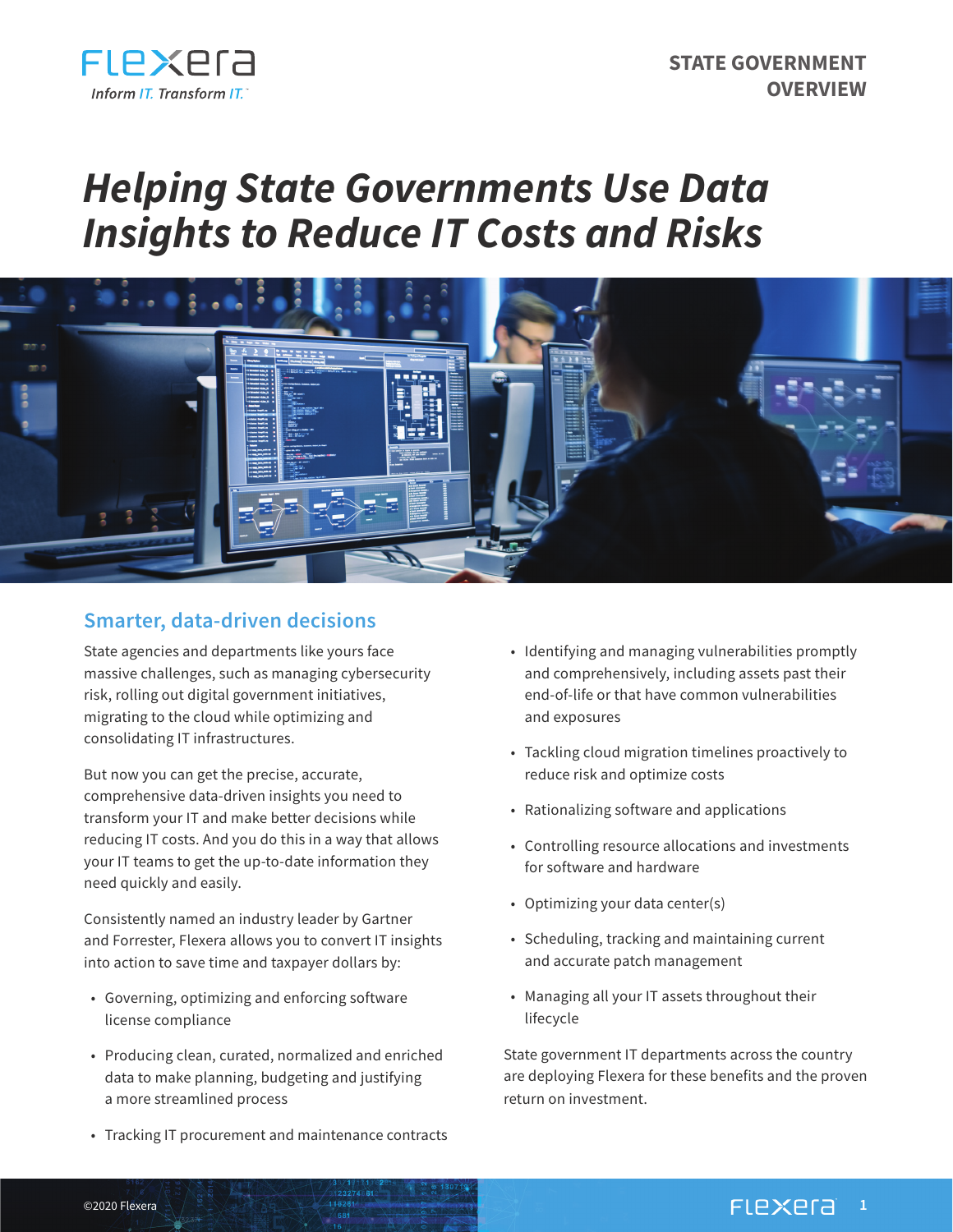STATE GOVERNMENT OVERVIEW

# *Helping State Governments Use Data Insights to Reduce IT Costs and Risks*

## Smarter, data-driven decisions

State agencies and departments like yours face massive challenges, such as managing cybersecurity risk, rolling out digital government initiatives, migrating to the cloud while optimizing and consolidating IT infrastructures.

But now you can get the precise, accurate, comprehensive data-driven insights you need to transform your IT and make better decisions while reducing IT costs. And you do this in a way that allows your IT teams to get the up-to-date information they need quickly and easily.

Consistently named an industry leader by Gartner and Forrester, Flexera allows you to convert IT insights into action to save time and taxpayer dollars by:

- Governing, optimizing and enforcing software license compliance
- Producing clean, curated, normalized and enriched data to make planning, budgeting and justifying a more streamlined process
- Tracking IT procurement and maintenance contracts
- Identifying and managing vulnerabilities promptly and comprehensively, including assets past their end-of-life or that have common vulnerabilities and exposures
- Tackling cloud migration timelines proactively to reduce risk and optimize costs
- Rationalizing software and applications
- Controlling resource allocations and investments for software and hardware
- Optimizing your data center(s)
- Scheduling, tracking and maintaining current and accurate patch management
- Managing all your IT assets throughout their lifecycle

State government IT departments across the country are deploying Flexera for these benefits and the proven return on investment.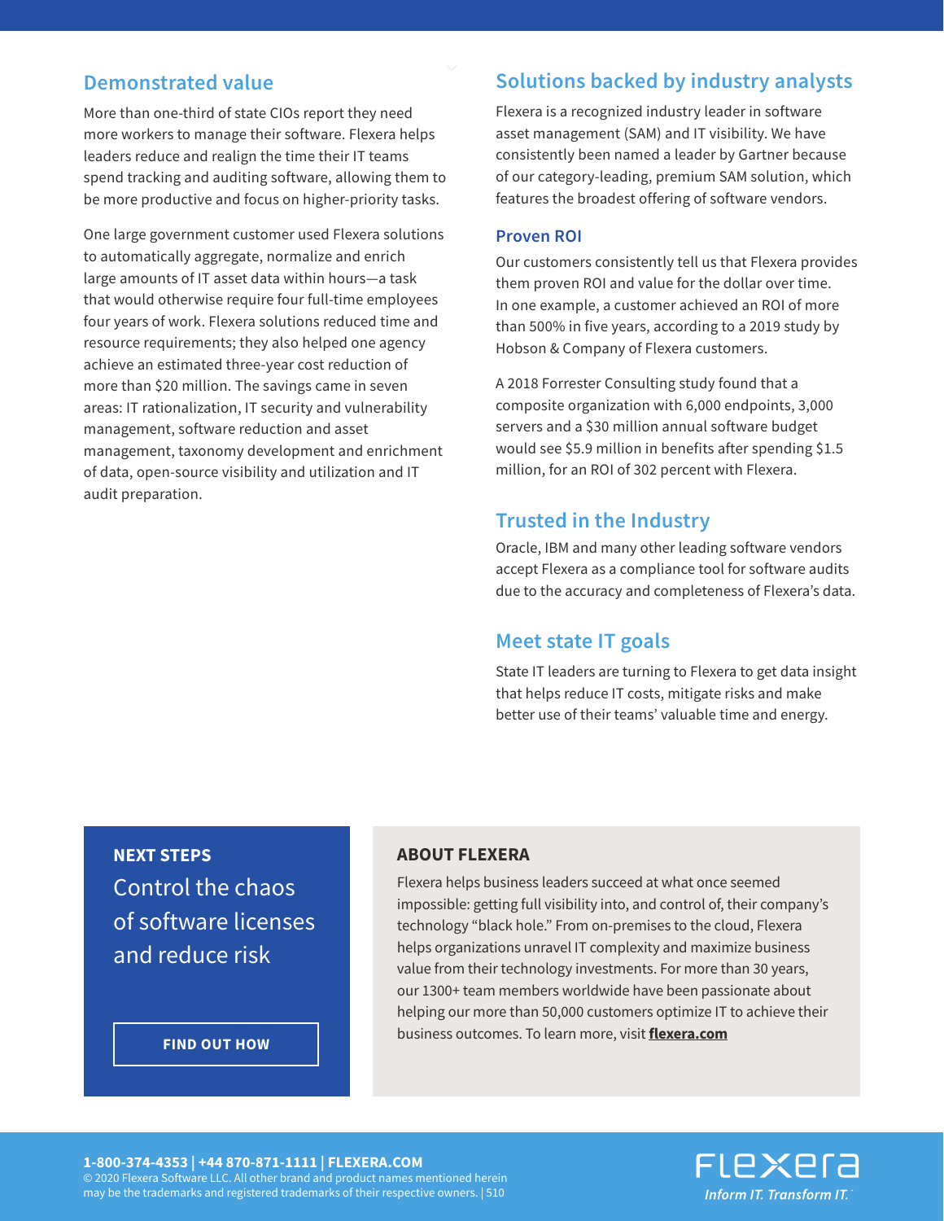## Demonstrated value

More than one-third of state CIOs report they need more workers to manage their software. Flexera helps leaders reduce and realign the time their IT teams spend tracking and auditing software, allowing them to be more productive and focus on higher-priority tasks.

One large government customer used Flexera solutions to automatically aggregate, normalize and enrich large amounts of IT asset data within hours—a task that would otherwise require four full-time employees four years of work. Flexera solutions reduced time and resource requirements; they also helped one agency achieve an estimated three-year cost reduction of more than $20 million. The savings came in seven areas: IT rationalization, IT security and vulnerability management, software reduction and asset management, taxonomy development and enrichment of data, open-source visibility and utilization and IT audit preparation.

## Solutions backed by industry analysts

Flexera is a recognized industry leader in software asset management (SAM) and IT visibility. We have consistently been named a leader by Gartner because of our category-leading, premium SAM solution, which features the broadest offering of software vendors.

### Proven ROI

Our customers consistently tell us that Flexera provides them proven ROI and value for the dollar over time. In one example, a customer achieved an ROI of more than 500% in five years, according to a 2019 study by Hobson & Company of Flexera customers.

A 2018 Forrester Consulting study found that a composite organization with 6,000 endpoints, 3,000 servers and a $30 million annual software budget would see $5.9 million in benefits after spending $1.5 million, for an ROI of 302 percent with Flexera.

## Trusted in the Industry

Oracle, IBM and many other leading software vendors accept Flexera as a compliance tool for software audits due to the accuracy and completeness of Flexera's data.

## Meet state IT goals

State IT leaders are turning to Flexera to get data insight that helps reduce IT costs, mitigate risks and make better use of their teams' valuable time and energy.

**NEXT STEPS**

Control the chaos of software licenses and reduce risk

**FIND OUT HOW**

**ABOUT FLEXERA**

Flexera helps business leaders succeed at what once seemed impossible: getting full visibility into, and control of, their company's technology "black hole." From on-premises to the cloud, Flexera helps organizations unravel IT complexity and maximize business value from their technology investments. For more than 30 years, our 1300+ team members worldwide have been passionate about helping our more than 50,000 customers optimize IT to achieve their business outcomes. To learn more, visit **flexera.com**

**1-800-374-4353 | +44 870-871-1111 | FLEXERA.COM**

© 2020 Flexera Software LLC. All other brand and product names mentioned herein may be the trademarks and registered trademarks of their respective owners. | 510

Flexera

*Inform IT. Transform IT.*